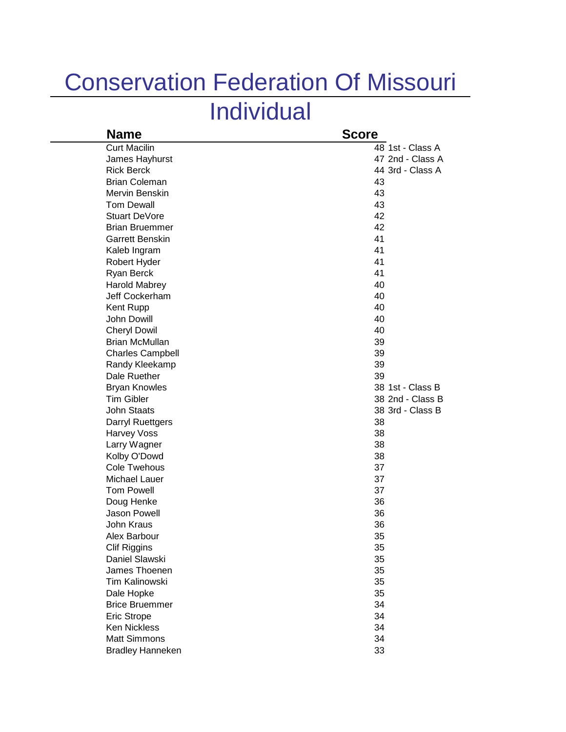# Conservation Federation Of Missouri

## Individual

| Name | Score | |
|---|---|---|
| Curt Macilin | 48 | 1st - Class A |
| James Hayhurst | 47 | 2nd - Class A |
| Rick Berck | 44 | 3rd - Class A |
| Brian Coleman | 43 | |
| Mervin Benskin | 43 | |
| Tom Dewall | 43 | |
| Stuart DeVore | 42 | |
| Brian Bruemmer | 42 | |
| Garrett Benskin | 41 | |
| Kaleb Ingram | 41 | |
| Robert Hyder | 41 | |
| Ryan Berck | 41 | |
| Harold Mabrey | 40 | |
| Jeff Cockerham | 40 | |
| Kent Rupp | 40 | |
| John Dowill | 40 | |
| Cheryl Dowil | 40 | |
| Brian McMullan | 39 | |
| Charles Campbell | 39 | |
| Randy Kleekamp | 39 | |
| Dale Ruether | 39 | |
| Bryan Knowles | 38 | 1st - Class B |
| Tim Gibler | 38 | 2nd - Class B |
| John Staats | 38 | 3rd - Class B |
| Darryl Ruettgers | 38 | |
| Harvey Voss | 38 | |
| Larry Wagner | 38 | |
| Kolby O'Dowd | 38 | |
| Cole Twehous | 37 | |
| Michael Lauer | 37 | |
| Tom Powell | 37 | |
| Doug Henke | 36 | |
| Jason Powell | 36 | |
| John Kraus | 36 | |
| Alex Barbour | 35 | |
| Clif Riggins | 35 | |
| Daniel Slawski | 35 | |
| James Thoenen | 35 | |
| Tim Kalinowski | 35 | |
| Dale Hopke | 35 | |
| Brice Bruemmer | 34 | |
| Eric Strope | 34 | |
| Ken Nickless | 34 | |
| Matt Simmons | 34 | |
| Bradley Hanneken | 33 | |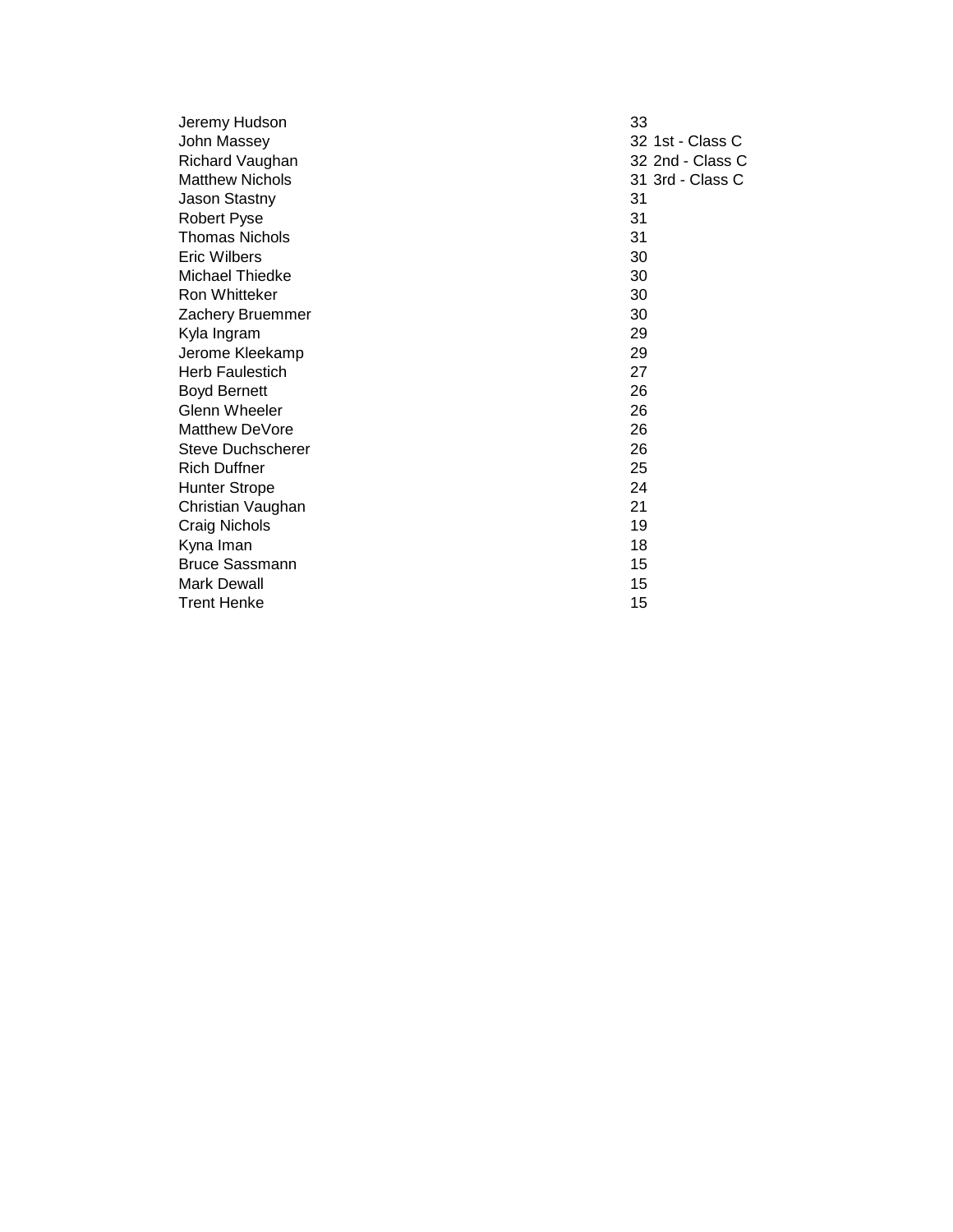| | | |
|---|---|---|
| Jeremy Hudson | 33 | |
| John Massey | 32 | 1st - Class C |
| Richard Vaughan | 32 | 2nd - Class C |
| Matthew Nichols | 31 | 3rd - Class C |
| Jason Stastny | 31 | |
| Robert Pyse | 31 | |
| Thomas Nichols | 31 | |
| Eric Wilbers | 30 | |
| Michael Thiedke | 30 | |
| Ron Whitteker | 30 | |
| Zachery Bruemmer | 30 | |
| Kyla Ingram | 29 | |
| Jerome Kleekamp | 29 | |
| Herb Faulestich | 27 | |
| Boyd Bernett | 26 | |
| Glenn Wheeler | 26 | |
| Matthew DeVore | 26 | |
| Steve Duchscherer | 26 | |
| Rich Duffner | 25 | |
| Hunter Strope | 24 | |
| Christian Vaughan | 21 | |
| Craig Nichols | 19 | |
| Kyna Iman | 18 | |
| Bruce Sassmann | 15 | |
| Mark Dewall | 15 | |
| Trent Henke | 15 | |